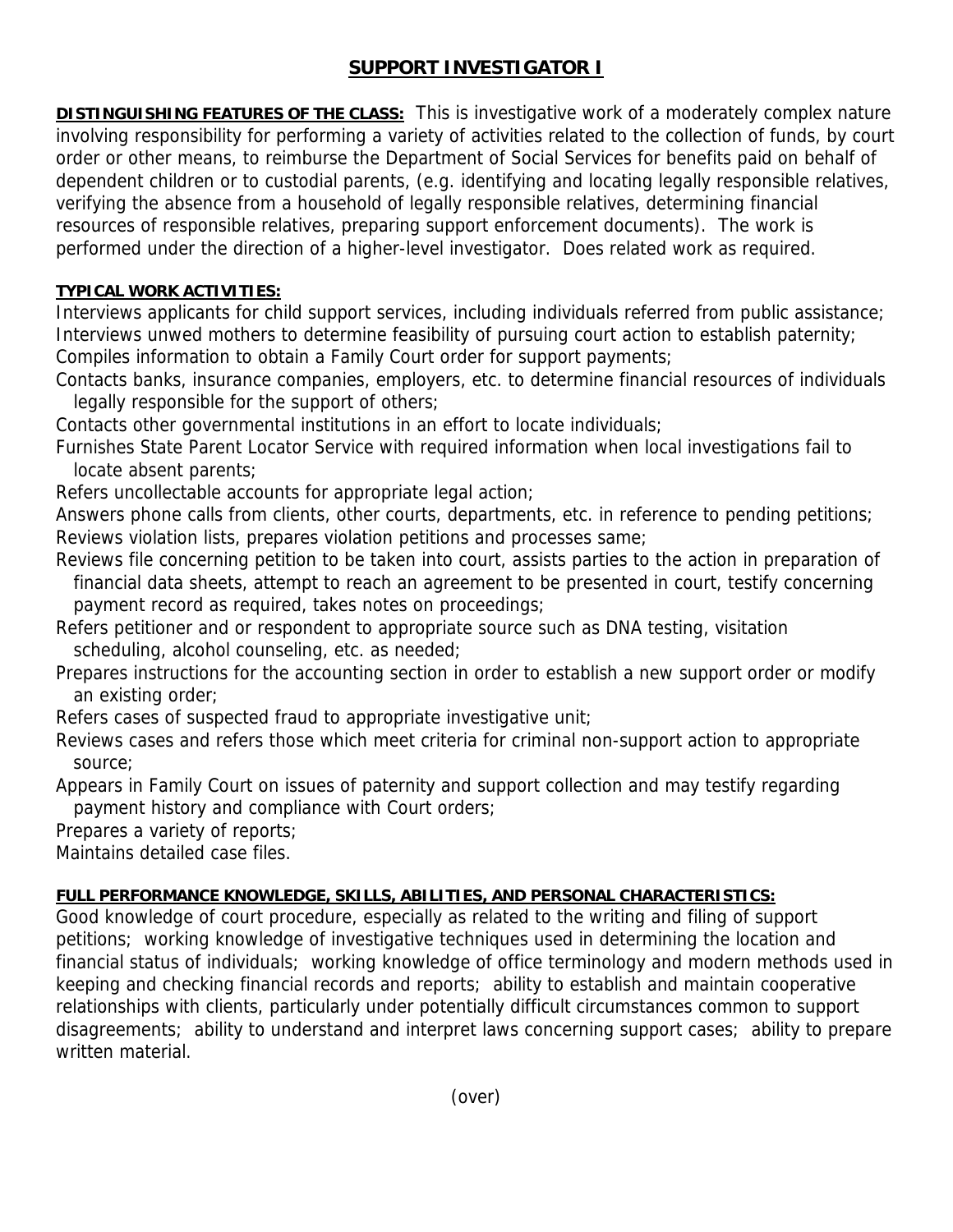# SUPPORT INVESTIGATOR I

**DISTINGUISHING FEATURES OF THE CLASS:** This is investigative work of a moderately complex nature involving responsibility for performing a variety of activities related to the collection of funds, by court order or other means, to reimburse the Department of Social Services for benefits paid on behalf of dependent children or to custodial parents, (e.g. identifying and locating legally responsible relatives, verifying the absence from a household of legally responsible relatives, determining financial resources of responsible relatives, preparing support enforcement documents). The work is performed under the direction of a higher-level investigator. Does related work as required.

**TYPICAL WORK ACTIVITIES:**

Interviews applicants for child support services, including individuals referred from public assistance;
Interviews unwed mothers to determine feasibility of pursuing court action to establish paternity;
Compiles information to obtain a Family Court order for support payments;
Contacts banks, insurance companies, employers, etc. to determine financial resources of individuals legally responsible for the support of others;
Contacts other governmental institutions in an effort to locate individuals;
Furnishes State Parent Locator Service with required information when local investigations fail to locate absent parents;
Refers uncollectable accounts for appropriate legal action;
Answers phone calls from clients, other courts, departments, etc. in reference to pending petitions;
Reviews violation lists, prepares violation petitions and processes same;
Reviews file concerning petition to be taken into court, assists parties to the action in preparation of financial data sheets, attempt to reach an agreement to be presented in court, testify concerning payment record as required, takes notes on proceedings;
Refers petitioner and or respondent to appropriate source such as DNA testing, visitation scheduling, alcohol counseling, etc. as needed;
Prepares instructions for the accounting section in order to establish a new support order or modify an existing order;
Refers cases of suspected fraud to appropriate investigative unit;
Reviews cases and refers those which meet criteria for criminal non-support action to appropriate source;
Appears in Family Court on issues of paternity and support collection and may testify regarding payment history and compliance with Court orders;
Prepares a variety of reports;
Maintains detailed case files.

**FULL PERFORMANCE KNOWLEDGE, SKILLS, ABILITIES, AND PERSONAL CHARACTERISTICS:**

Good knowledge of court procedure, especially as related to the writing and filing of support petitions; working knowledge of investigative techniques used in determining the location and financial status of individuals; working knowledge of office terminology and modern methods used in keeping and checking financial records and reports; ability to establish and maintain cooperative relationships with clients, particularly under potentially difficult circumstances common to support disagreements; ability to understand and interpret laws concerning support cases; ability to prepare written material.

(over)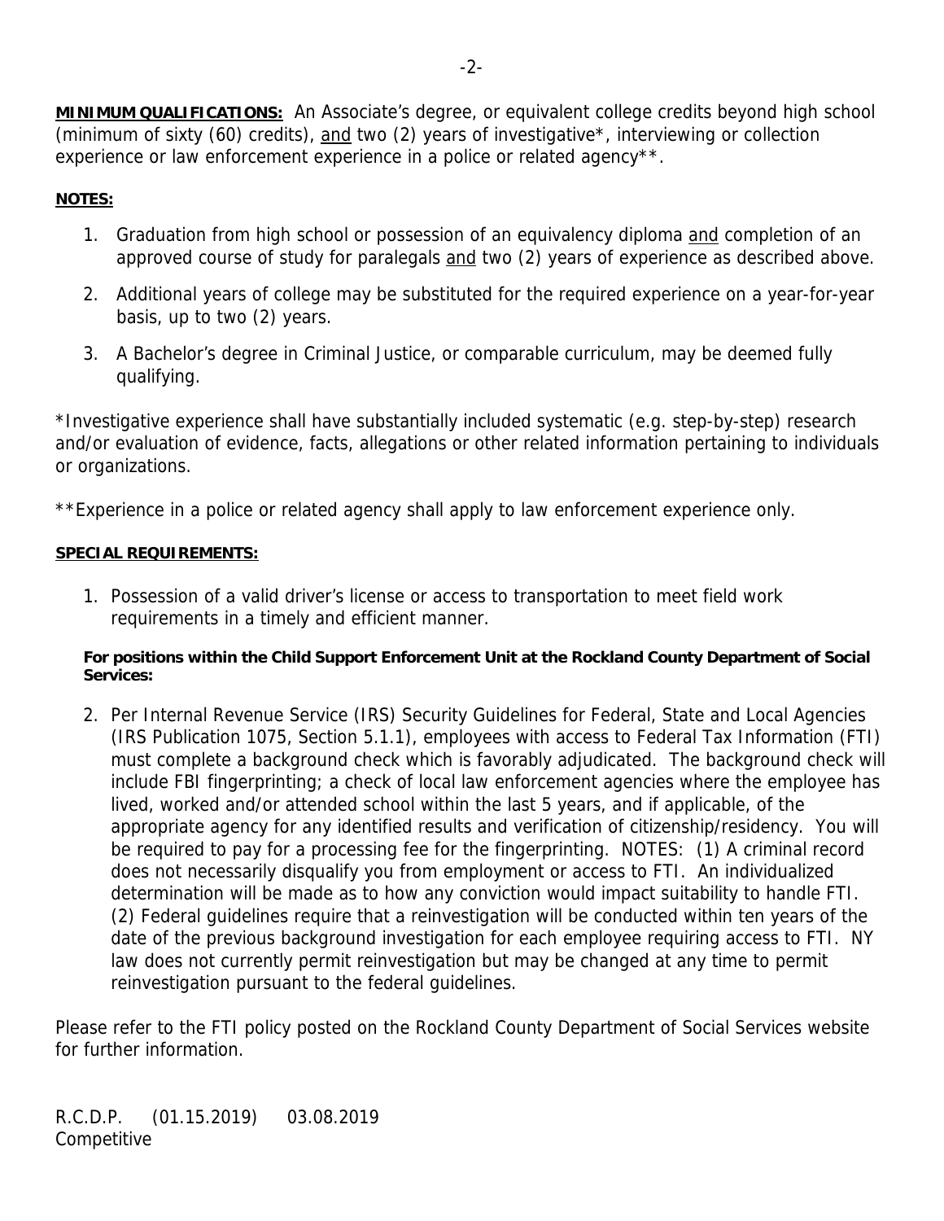**MINIMUM QUALIFICATIONS:** An Associate's degree, or equivalent college credits beyond high school (minimum of sixty (60) credits), and two (2) years of investigative*, interviewing or collection experience or law enforcement experience in a police or related agency**.

**NOTES:**

1. Graduation from high school or possession of an equivalency diploma and completion of an approved course of study for paralegals and two (2) years of experience as described above.
2. Additional years of college may be substituted for the required experience on a year-for-year basis, up to two (2) years.
3. A Bachelor's degree in Criminal Justice, or comparable curriculum, may be deemed fully qualifying.

*Investigative experience shall have substantially included systematic (e.g. step-by-step) research and/or evaluation of evidence, facts, allegations or other related information pertaining to individuals or organizations.

**Experience in a police or related agency shall apply to law enforcement experience only.

**SPECIAL REQUIREMENTS:**

1. Possession of a valid driver's license or access to transportation to meet field work requirements in a timely and efficient manner.

**For positions within the Child Support Enforcement Unit at the Rockland County Department of Social Services:**

2. Per Internal Revenue Service (IRS) Security Guidelines for Federal, State and Local Agencies (IRS Publication 1075, Section 5.1.1), employees with access to Federal Tax Information (FTI) must complete a background check which is favorably adjudicated. The background check will include FBI fingerprinting; a check of local law enforcement agencies where the employee has lived, worked and/or attended school within the last 5 years, and if applicable, of the appropriate agency for any identified results and verification of citizenship/residency. You will be required to pay for a processing fee for the fingerprinting. NOTES: (1) A criminal record does not necessarily disqualify you from employment or access to FTI. An individualized determination will be made as to how any conviction would impact suitability to handle FTI. (2) Federal guidelines require that a reinvestigation will be conducted within ten years of the date of the previous background investigation for each employee requiring access to FTI. NY law does not currently permit reinvestigation but may be changed at any time to permit reinvestigation pursuant to the federal guidelines.

Please refer to the FTI policy posted on the Rockland County Department of Social Services website for further information.

R.C.D.P. (01.15.2019) 03.08.2019
Competitive